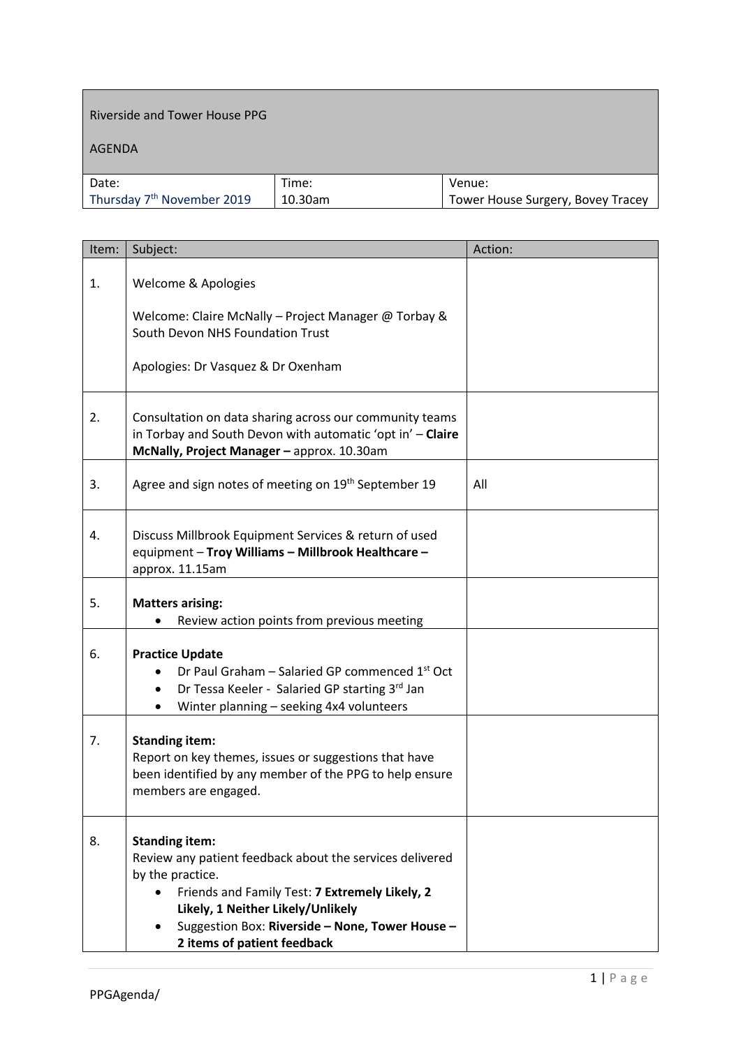| Riverside and Tower House PPG<br><br>AGENDA | | |
|---|---|---|
| Date:<br>Thursday 7th November 2019 | Time:<br>10.30am | Venue:<br>Tower House Surgery, Bovey Tracey |

| Item: | Subject: | Action: |
|---|---|---|
| 1. | Welcome & Apologies<br><br>Welcome: Claire McNally – Project Manager @ Torbay & South Devon NHS Foundation Trust<br><br>Apologies: Dr Vasquez & Dr Oxenham | |
| 2. | Consultation on data sharing across our community teams in Torbay and South Devon with automatic 'opt in' – **Claire McNally, Project Manager –** approx. 10.30am | |
| 3. | Agree and sign notes of meeting on 19th September 19 | All |
| 4. | Discuss Millbrook Equipment Services & return of used equipment – **Troy Williams – Millbrook Healthcare –** approx. 11.15am | |
| 5. | **Matters arising:**<br>• Review action points from previous meeting | |
| 6. | **Practice Update**<br>• Dr Paul Graham – Salaried GP commenced 1st Oct<br>• Dr Tessa Keeler - Salaried GP starting 3rd Jan<br>• Winter planning – seeking 4x4 volunteers | |
| 7. | **Standing item:**<br>Report on key themes, issues or suggestions that have been identified by any member of the PPG to help ensure members are engaged. | |
| 8. | **Standing item:**<br>Review any patient feedback about the services delivered by the practice.<br>• Friends and Family Test: **7 Extremely Likely, 2 Likely, 1 Neither Likely/Unlikely**<br>• Suggestion Box: **Riverside – None, Tower House – 2 items of patient feedback** | |

PPGAgenda/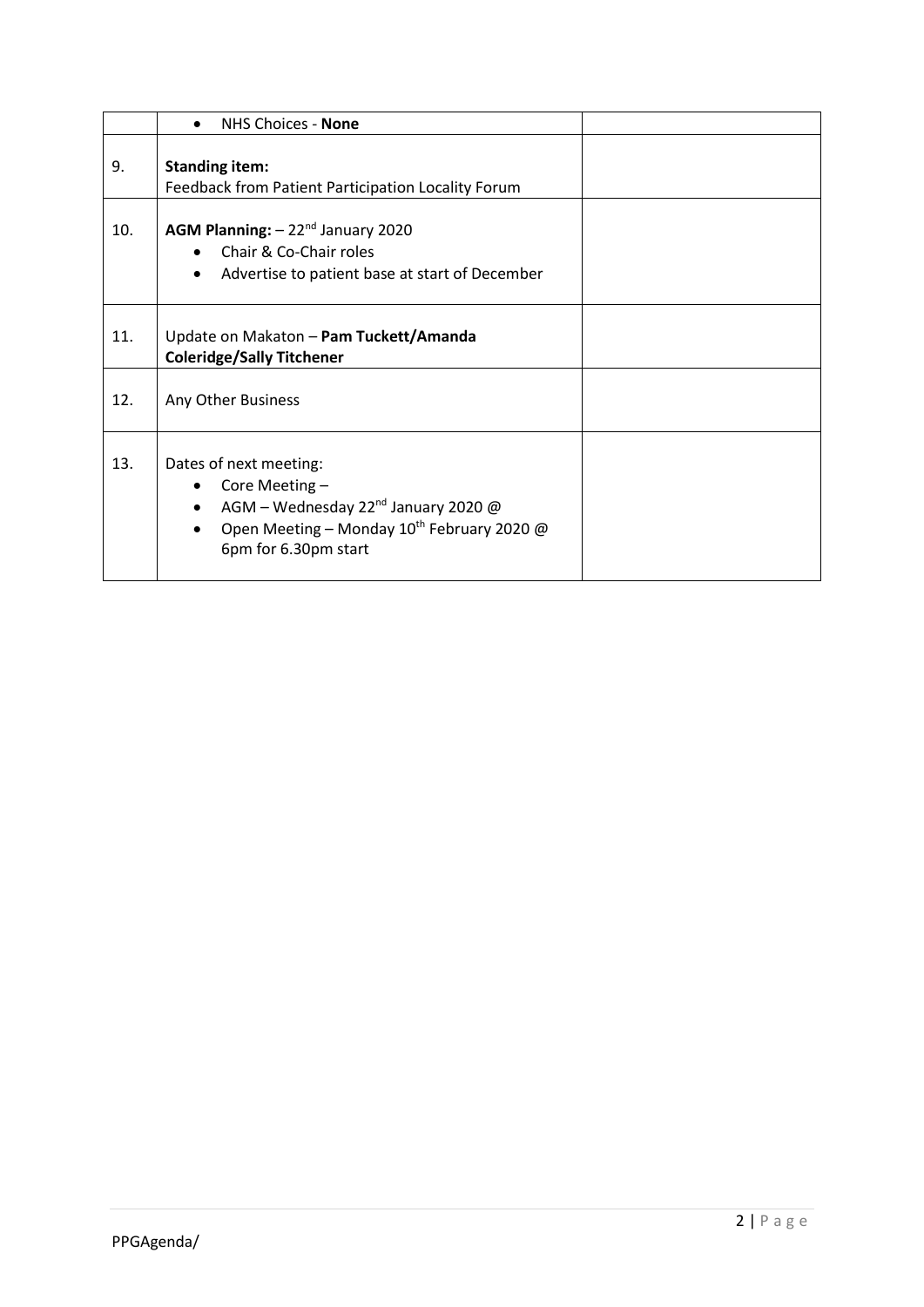| | | |
|---|---|---|
| | • NHS Choices - **None** | |
| 9. | **Standing item:**<br>Feedback from Patient Participation Locality Forum | |
| 10. | **AGM Planning:** – 22nd January 2020<br>• Chair & Co-Chair roles<br>• Advertise to patient base at start of December | |
| 11. | Update on Makaton – **Pam Tuckett/Amanda Coleridge/Sally Titchener** | |
| 12. | Any Other Business | |
| 13. | Dates of next meeting:<br>• Core Meeting –<br>• AGM – Wednesday 22nd January 2020 @<br>• Open Meeting – Monday 10th February 2020 @ 6pm for 6.30pm start | |

PPGAgenda/